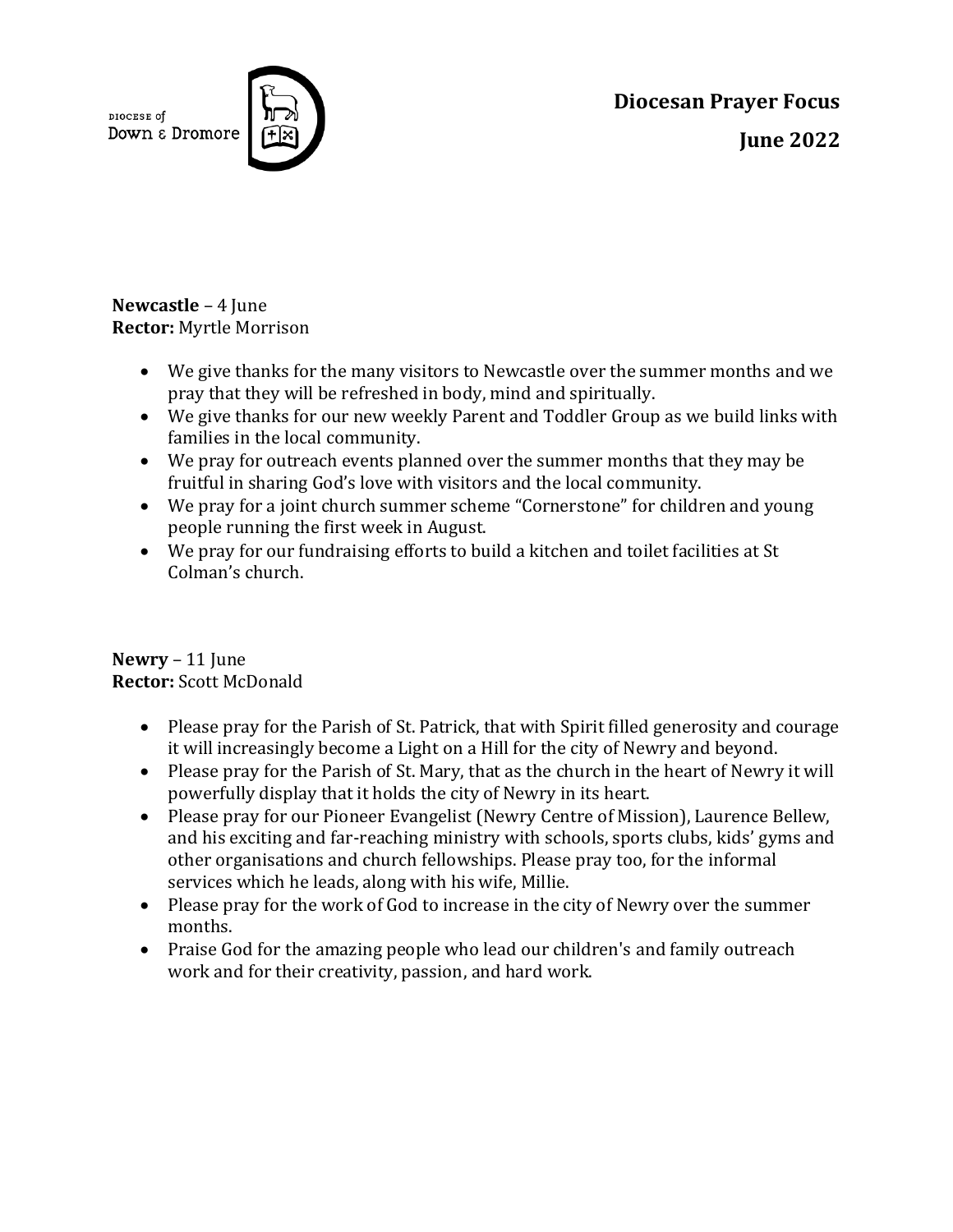DIOCESE of
Down & Dromore

# Diocesan Prayer Focus

## June 2022

**Newcastle** – 4 June
**Rector:** Myrtle Morrison

- We give thanks for the many visitors to Newcastle over the summer months and we pray that they will be refreshed in body, mind and spiritually.
- We give thanks for our new weekly Parent and Toddler Group as we build links with families in the local community.
- We pray for outreach events planned over the summer months that they may be fruitful in sharing God's love with visitors and the local community.
- We pray for a joint church summer scheme "Cornerstone" for children and young people running the first week in August.
- We pray for our fundraising efforts to build a kitchen and toilet facilities at St Colman's church.

**Newry** – 11 June
**Rector:** Scott McDonald

- Please pray for the Parish of St. Patrick, that with Spirit filled generosity and courage it will increasingly become a Light on a Hill for the city of Newry and beyond.
- Please pray for the Parish of St. Mary, that as the church in the heart of Newry it will powerfully display that it holds the city of Newry in its heart.
- Please pray for our Pioneer Evangelist (Newry Centre of Mission), Laurence Bellew, and his exciting and far-reaching ministry with schools, sports clubs, kids' gyms and other organisations and church fellowships. Please pray too, for the informal services which he leads, along with his wife, Millie.
- Please pray for the work of God to increase in the city of Newry over the summer months.
- Praise God for the amazing people who lead our children's and family outreach work and for their creativity, passion, and hard work.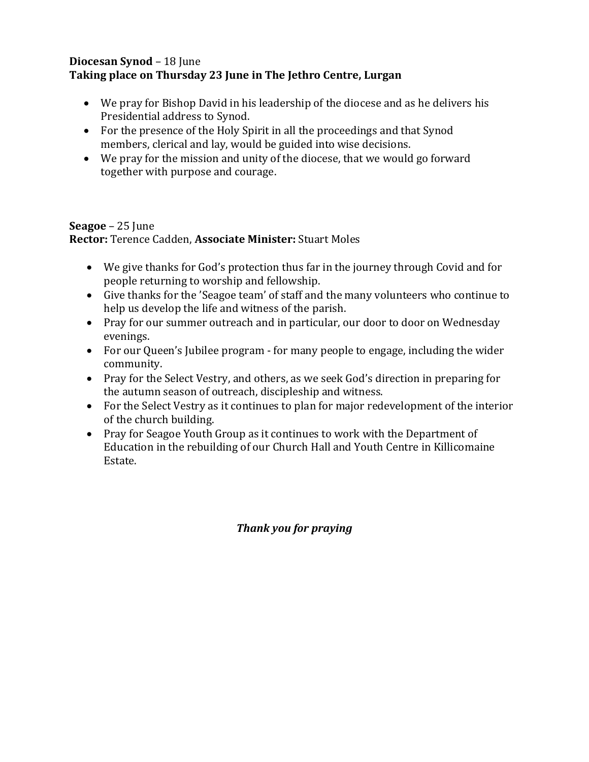**Diocesan Synod** – 18 June
**Taking place on Thursday 23 June in The Jethro Centre, Lurgan**

- We pray for Bishop David in his leadership of the diocese and as he delivers his Presidential address to Synod.
- For the presence of the Holy Spirit in all the proceedings and that Synod members, clerical and lay, would be guided into wise decisions.
- We pray for the mission and unity of the diocese, that we would go forward together with purpose and courage.

**Seagoe** – 25 June
**Rector:** Terence Cadden, **Associate Minister:** Stuart Moles

- We give thanks for God's protection thus far in the journey through Covid and for people returning to worship and fellowship.
- Give thanks for the 'Seagoe team' of staff and the many volunteers who continue to help us develop the life and witness of the parish.
- Pray for our summer outreach and in particular, our door to door on Wednesday evenings.
- For our Queen's Jubilee program - for many people to engage, including the wider community.
- Pray for the Select Vestry, and others, as we seek God's direction in preparing for the autumn season of outreach, discipleship and witness.
- For the Select Vestry as it continues to plan for major redevelopment of the interior of the church building.
- Pray for Seagoe Youth Group as it continues to work with the Department of Education in the rebuilding of our Church Hall and Youth Centre in Killicomaine Estate.

***Thank you for praying***